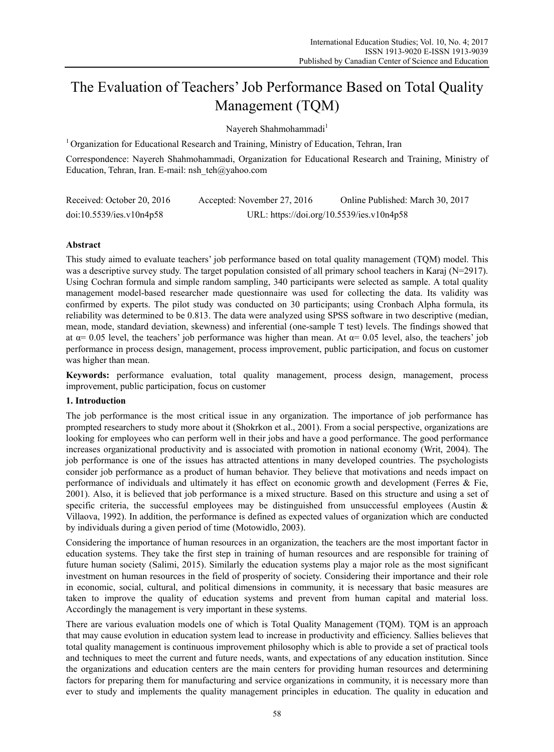# The Evaluation of Teachers' Job Performance Based on Total Quality Management (TQM)

Nayereh Shahmohammadi[1]

[1] Organization for Educational Research and Training, Ministry of Education, Tehran, Iran

Correspondence: Nayereh Shahmohammadi, Organization for Educational Research and Training, Ministry of Education, Tehran, Iran. E-mail: nsh_teh@yahoo.com

Received: October 20, 2016 Accepted: November 27, 2016 Online Published: March 30, 2017

doi:10.5539/ies.v10n4p58 URL: https://doi.org/10.5539/ies.v10n4p58

## Abstract

This study aimed to evaluate teachers' job performance based on total quality management (TQM) model. This was a descriptive survey study. The target population consisted of all primary school teachers in Karaj (N=2917). Using Cochran formula and simple random sampling, 340 participants were selected as sample. A total quality management model-based researcher made questionnaire was used for collecting the data. Its validity was confirmed by experts. The pilot study was conducted on 30 participants; using Cronbach Alpha formula, its reliability was determined to be 0.813. The data were analyzed using SPSS software in two descriptive (median, mean, mode, standard deviation, skewness) and inferential (one-sample T test) levels. The findings showed that at $\alpha = 0.05$ level, the teachers' job performance was higher than mean. At $\alpha = 0.05$ level, also, the teachers' job performance in process design, management, process improvement, public participation, and focus on customer was higher than mean.

**Keywords:** performance evaluation, total quality management, process design, management, process improvement, public participation, focus on customer

## 1. Introduction

The job performance is the most critical issue in any organization. The importance of job performance has prompted researchers to study more about it (Shokrkon et al., 2001). From a social perspective, organizations are looking for employees who can perform well in their jobs and have a good performance. The good performance increases organizational productivity and is associated with promotion in national economy (Writ, 2004). The job performance is one of the issues has attracted attentions in many developed countries. The psychologists consider job performance as a product of human behavior. They believe that motivations and needs impact on performance of individuals and ultimately it has effect on economic growth and development (Ferres & Fie, 2001). Also, it is believed that job performance is a mixed structure. Based on this structure and using a set of specific criteria, the successful employees may be distinguished from unsuccessful employees (Austin & Villaova, 1992). In addition, the performance is defined as expected values of organization which are conducted by individuals during a given period of time (Motowidlo, 2003).

Considering the importance of human resources in an organization, the teachers are the most important factor in education systems. They take the first step in training of human resources and are responsible for training of future human society (Salimi, 2015). Similarly the education systems play a major role as the most significant investment on human resources in the field of prosperity of society. Considering their importance and their role in economic, social, cultural, and political dimensions in community, it is necessary that basic measures are taken to improve the quality of education systems and prevent from human capital and material loss. Accordingly the management is very important in these systems.

There are various evaluation models one of which is Total Quality Management (TQM). TQM is an approach that may cause evolution in education system lead to increase in productivity and efficiency. Sallies believes that total quality management is continuous improvement philosophy which is able to provide a set of practical tools and techniques to meet the current and future needs, wants, and expectations of any education institution. Since the organizations and education centers are the main centers for providing human resources and determining factors for preparing them for manufacturing and service organizations in community, it is necessary more than ever to study and implements the quality management principles in education. The quality in education and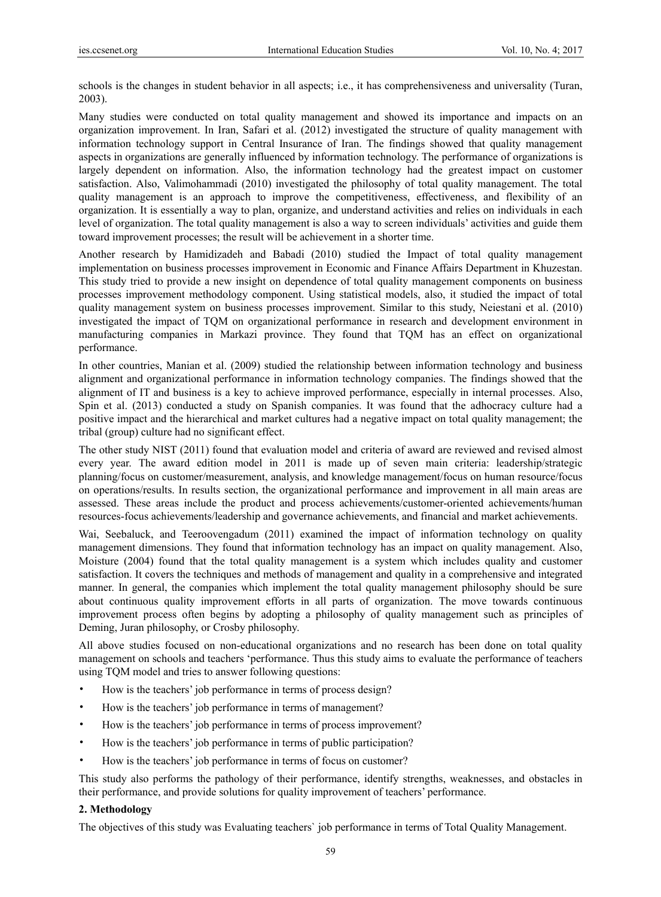schools is the changes in student behavior in all aspects; i.e., it has comprehensiveness and universality (Turan, 2003).

Many studies were conducted on total quality management and showed its importance and impacts on an organization improvement. In Iran, Safari et al. (2012) investigated the structure of quality management with information technology support in Central Insurance of Iran. The findings showed that quality management aspects in organizations are generally influenced by information technology. The performance of organizations is largely dependent on information. Also, the information technology had the greatest impact on customer satisfaction. Also, Valimohammadi (2010) investigated the philosophy of total quality management. The total quality management is an approach to improve the competitiveness, effectiveness, and flexibility of an organization. It is essentially a way to plan, organize, and understand activities and relies on individuals in each level of organization. The total quality management is also a way to screen individuals' activities and guide them toward improvement processes; the result will be achievement in a shorter time.

Another research by Hamidizadeh and Babadi (2010) studied the Impact of total quality management implementation on business processes improvement in Economic and Finance Affairs Department in Khuzestan. This study tried to provide a new insight on dependence of total quality management components on business processes improvement methodology component. Using statistical models, also, it studied the impact of total quality management system on business processes improvement. Similar to this study, Neiestani et al. (2010) investigated the impact of TQM on organizational performance in research and development environment in manufacturing companies in Markazi province. They found that TQM has an effect on organizational performance.

In other countries, Manian et al. (2009) studied the relationship between information technology and business alignment and organizational performance in information technology companies. The findings showed that the alignment of IT and business is a key to achieve improved performance, especially in internal processes. Also, Spin et al. (2013) conducted a study on Spanish companies. It was found that the adhocracy culture had a positive impact and the hierarchical and market cultures had a negative impact on total quality management; the tribal (group) culture had no significant effect.

The other study NIST (2011) found that evaluation model and criteria of award are reviewed and revised almost every year. The award edition model in 2011 is made up of seven main criteria: leadership/strategic planning/focus on customer/measurement, analysis, and knowledge management/focus on human resource/focus on operations/results. In results section, the organizational performance and improvement in all main areas are assessed. These areas include the product and process achievements/customer-oriented achievements/human resources-focus achievements/leadership and governance achievements, and financial and market achievements.

Wai, Seebaluck, and Teeroovengadum (2011) examined the impact of information technology on quality management dimensions. They found that information technology has an impact on quality management. Also, Moisture (2004) found that the total quality management is a system which includes quality and customer satisfaction. It covers the techniques and methods of management and quality in a comprehensive and integrated manner. In general, the companies which implement the total quality management philosophy should be sure about continuous quality improvement efforts in all parts of organization. The move towards continuous improvement process often begins by adopting a philosophy of quality management such as principles of Deming, Juran philosophy, or Crosby philosophy.

All above studies focused on non-educational organizations and no research has been done on total quality management on schools and teachers 'performance. Thus this study aims to evaluate the performance of teachers using TQM model and tries to answer following questions:

- How is the teachers' job performance in terms of process design?
- How is the teachers' job performance in terms of management?
- How is the teachers' job performance in terms of process improvement?
- How is the teachers' job performance in terms of public participation?
- How is the teachers' job performance in terms of focus on customer?

This study also performs the pathology of their performance, identify strengths, weaknesses, and obstacles in their performance, and provide solutions for quality improvement of teachers' performance.

## 2. Methodology

The objectives of this study was Evaluating teachers` job performance in terms of Total Quality Management.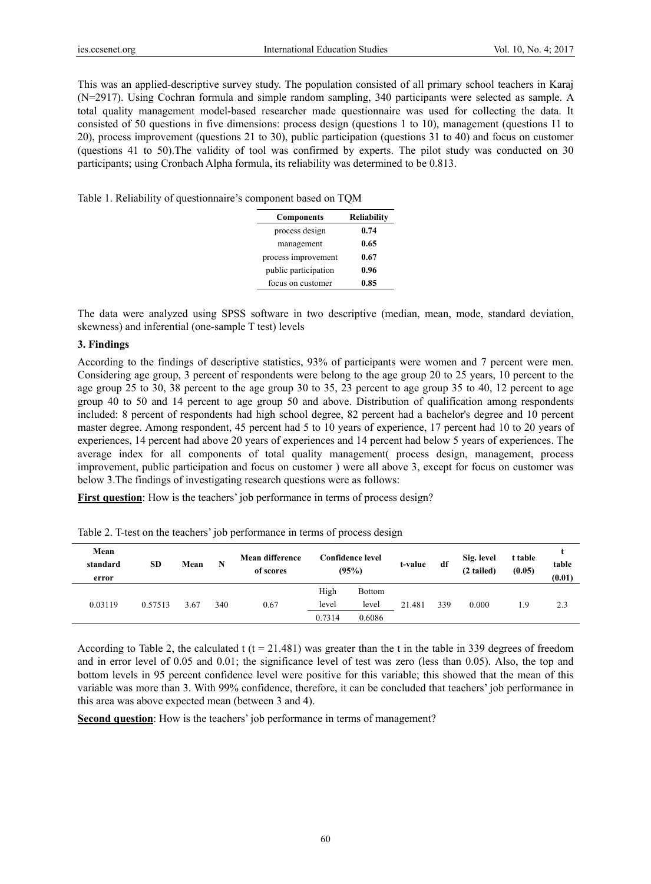This was an applied-descriptive survey study. The population consisted of all primary school teachers in Karaj (N=2917). Using Cochran formula and simple random sampling, 340 participants were selected as sample. A total quality management model-based researcher made questionnaire was used for collecting the data. It consisted of 50 questions in five dimensions: process design (questions 1 to 10), management (questions 11 to 20), process improvement (questions 21 to 30), public participation (questions 31 to 40) and focus on customer (questions 41 to 50).The validity of tool was confirmed by experts. The pilot study was conducted on 30 participants; using Cronbach Alpha formula, its reliability was determined to be 0.813.

Table 1. Reliability of questionnaire's component based on TQM

| Components | Reliability |
|---|---|
| process design | **0.74** |
| management | **0.65** |
| process improvement | **0.67** |
| public participation | **0.96** |
| focus on customer | **0.85** |

The data were analyzed using SPSS software in two descriptive (median, mean, mode, standard deviation, skewness) and inferential (one-sample T test) levels

### 3. Findings

According to the findings of descriptive statistics, 93% of participants were women and 7 percent were men. Considering age group, 3 percent of respondents were belong to the age group 20 to 25 years, 10 percent to the age group 25 to 30, 38 percent to the age group 30 to 35, 23 percent to age group 35 to 40, 12 percent to age group 40 to 50 and 14 percent to age group 50 and above. Distribution of qualification among respondents included: 8 percent of respondents had high school degree, 82 percent had a bachelor's degree and 10 percent master degree. Among respondent, 45 percent had 5 to 10 years of experience, 17 percent had 10 to 20 years of experiences, 14 percent had above 20 years of experiences and 14 percent had below 5 years of experiences. The average index for all components of total quality management( process design, management, process improvement, public participation and focus on customer ) were all above 3, except for focus on customer was below 3.The findings of investigating research questions were as follows:

**First question**: How is the teachers' job performance in terms of process design?

Table 2. T-test on the teachers' job performance in terms of process design

| Mean standard error | SD | Mean | N | Mean difference of scores | Confidence level (95%) | | t-value | df | Sig. level (2 tailed) | t table (0.05) | t table (0.01) |
|---|---|---|---|---|---|---|---|---|---|---|---|
| | | | | | High level | Bottom level | | | | | |
| 0.03119 | 0.57513 | 3.67 | 340 | 0.67 | 0.7314 | 0.6086 | 21.481 | 339 | 0.000 | 1.9 | 2.3 |

According to Table 2, the calculated t ($t = 21.481$) was greater than the t in the table in 339 degrees of freedom and in error level of 0.05 and 0.01; the significance level of test was zero (less than 0.05). Also, the top and bottom levels in 95 percent confidence level were positive for this variable; this showed that the mean of this variable was more than 3. With 99% confidence, therefore, it can be concluded that teachers' job performance in this area was above expected mean (between 3 and 4).

**Second question**: How is the teachers' job performance in terms of management?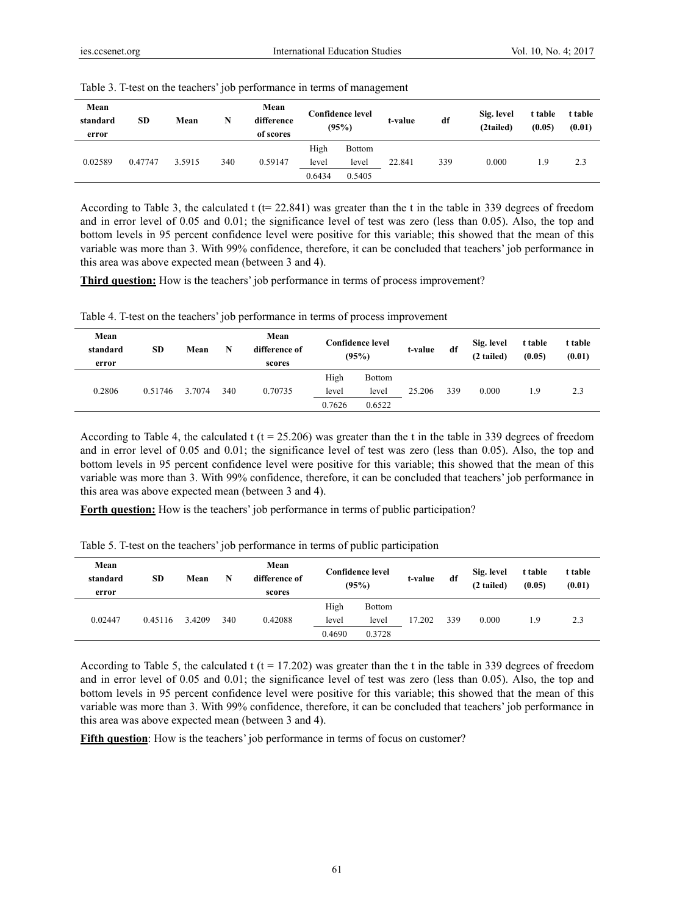Table 3. T-test on the teachers' job performance in terms of management

| Mean standard error | SD | Mean | N | Mean difference of scores | Confidence level (95%) | | t-value | df | Sig. level (2tailed) | t table (0.05) | t table (0.01) |
|---|---|---|---|---|---|---|---|---|---|---|---|
| | | | | | High level | Bottom level | | | | | |
| 0.02589 | 0.47747 | 3.5915 | 340 | 0.59147 | 0.6434 | 0.5405 | 22.841 | 339 | 0.000 | 1.9 | 2.3 |

According to Table 3, the calculated t (t= 22.841) was greater than the t in the table in 339 degrees of freedom and in error level of 0.05 and 0.01; the significance level of test was zero (less than 0.05). Also, the top and bottom levels in 95 percent confidence level were positive for this variable; this showed that the mean of this variable was more than 3. With 99% confidence, therefore, it can be concluded that teachers' job performance in this area was above expected mean (between 3 and 4).

**Third question:** How is the teachers' job performance in terms of process improvement?

Table 4. T-test on the teachers' job performance in terms of process improvement

| Mean standard error | SD | Mean | N | Mean difference of scores | Confidence level (95%) | | t-value | df | Sig. level (2 tailed) | t table (0.05) | t table (0.01) |
|---|---|---|---|---|---|---|---|---|---|---|---|
| | | | | | High level | Bottom level | | | | | |
| 0.2806 | 0.51746 | 3.7074 | 340 | 0.70735 | 0.7626 | 0.6522 | 25.206 | 339 | 0.000 | 1.9 | 2.3 |

According to Table 4, the calculated t (t = 25.206) was greater than the t in the table in 339 degrees of freedom and in error level of 0.05 and 0.01; the significance level of test was zero (less than 0.05). Also, the top and bottom levels in 95 percent confidence level were positive for this variable; this showed that the mean of this variable was more than 3. With 99% confidence, therefore, it can be concluded that teachers' job performance in this area was above expected mean (between 3 and 4).

**Forth question:** How is the teachers' job performance in terms of public participation?

Table 5. T-test on the teachers' job performance in terms of public participation

| Mean standard error | SD | Mean | N | Mean difference of scores | Confidence level (95%) | | t-value | df | Sig. level (2 tailed) | t table (0.05) | t table (0.01) |
|---|---|---|---|---|---|---|---|---|---|---|---|
| | | | | | High level | Bottom level | | | | | |
| 0.02447 | 0.45116 | 3.4209 | 340 | 0.42088 | 0.4690 | 0.3728 | 17.202 | 339 | 0.000 | 1.9 | 2.3 |

According to Table 5, the calculated t (t = 17.202) was greater than the t in the table in 339 degrees of freedom and in error level of 0.05 and 0.01; the significance level of test was zero (less than 0.05). Also, the top and bottom levels in 95 percent confidence level were positive for this variable; this showed that the mean of this variable was more than 3. With 99% confidence, therefore, it can be concluded that teachers' job performance in this area was above expected mean (between 3 and 4).

**Fifth question**: How is the teachers' job performance in terms of focus on customer?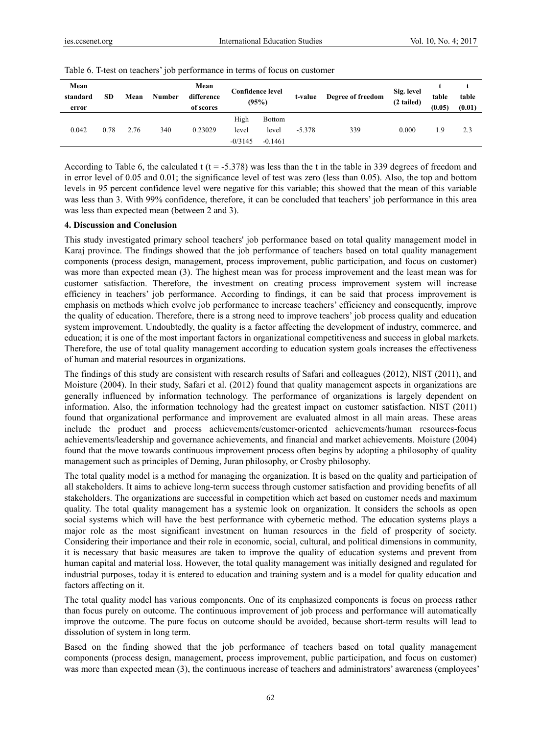Table 6. T-test on teachers' job performance in terms of focus on customer

| Mean standard error | SD | Mean | Number | Mean difference of scores | Confidence level (95%) | | t-value | Degree of freedom | Sig. level (2 tailed) | t table (0.05) | t table (0.01) |
|---|---|---|---|---|---|---|---|---|---|---|---|
| | | | | | High level | Bottom level | | | | | |
| 0.042 | 0.78 | 2.76 | 340 | 0.23029 | -0/3145 | -0.1461 | -5.378 | 339 | 0.000 | 1.9 | 2.3 |

According to Table 6, the calculated t (t = -5.378) was less than the t in the table in 339 degrees of freedom and in error level of 0.05 and 0.01; the significance level of test was zero (less than 0.05). Also, the top and bottom levels in 95 percent confidence level were negative for this variable; this showed that the mean of this variable was less than 3. With 99% confidence, therefore, it can be concluded that teachers' job performance in this area was less than expected mean (between 2 and 3).

## 4. Discussion and Conclusion

This study investigated primary school teachers' job performance based on total quality management model in Karaj province. The findings showed that the job performance of teachers based on total quality management components (process design, management, process improvement, public participation, and focus on customer) was more than expected mean (3). The highest mean was for process improvement and the least mean was for customer satisfaction. Therefore, the investment on creating process improvement system will increase efficiency in teachers' job performance. According to findings, it can be said that process improvement is emphasis on methods which evolve job performance to increase teachers' efficiency and consequently, improve the quality of education. Therefore, there is a strong need to improve teachers' job process quality and education system improvement. Undoubtedly, the quality is a factor affecting the development of industry, commerce, and education; it is one of the most important factors in organizational competitiveness and success in global markets. Therefore, the use of total quality management according to education system goals increases the effectiveness of human and material resources in organizations.

The findings of this study are consistent with research results of Safari and colleagues (2012), NIST (2011), and Moisture (2004). In their study, Safari et al. (2012) found that quality management aspects in organizations are generally influenced by information technology. The performance of organizations is largely dependent on information. Also, the information technology had the greatest impact on customer satisfaction. NIST (2011) found that organizational performance and improvement are evaluated almost in all main areas. These areas include the product and process achievements/customer-oriented achievements/human resources-focus achievements/leadership and governance achievements, and financial and market achievements. Moisture (2004) found that the move towards continuous improvement process often begins by adopting a philosophy of quality management such as principles of Deming, Juran philosophy, or Crosby philosophy.

The total quality model is a method for managing the organization. It is based on the quality and participation of all stakeholders. It aims to achieve long-term success through customer satisfaction and providing benefits of all stakeholders. The organizations are successful in competition which act based on customer needs and maximum quality. The total quality management has a systemic look on organization. It considers the schools as open social systems which will have the best performance with cybernetic method. The education systems plays a major role as the most significant investment on human resources in the field of prosperity of society. Considering their importance and their role in economic, social, cultural, and political dimensions in community, it is necessary that basic measures are taken to improve the quality of education systems and prevent from human capital and material loss. However, the total quality management was initially designed and regulated for industrial purposes, today it is entered to education and training system and is a model for quality education and factors affecting on it.

The total quality model has various components. One of its emphasized components is focus on process rather than focus purely on outcome. The continuous improvement of job process and performance will automatically improve the outcome. The pure focus on outcome should be avoided, because short-term results will lead to dissolution of system in long term.

Based on the finding showed that the job performance of teachers based on total quality management components (process design, management, process improvement, public participation, and focus on customer) was more than expected mean (3), the continuous increase of teachers and administrators' awareness (employees'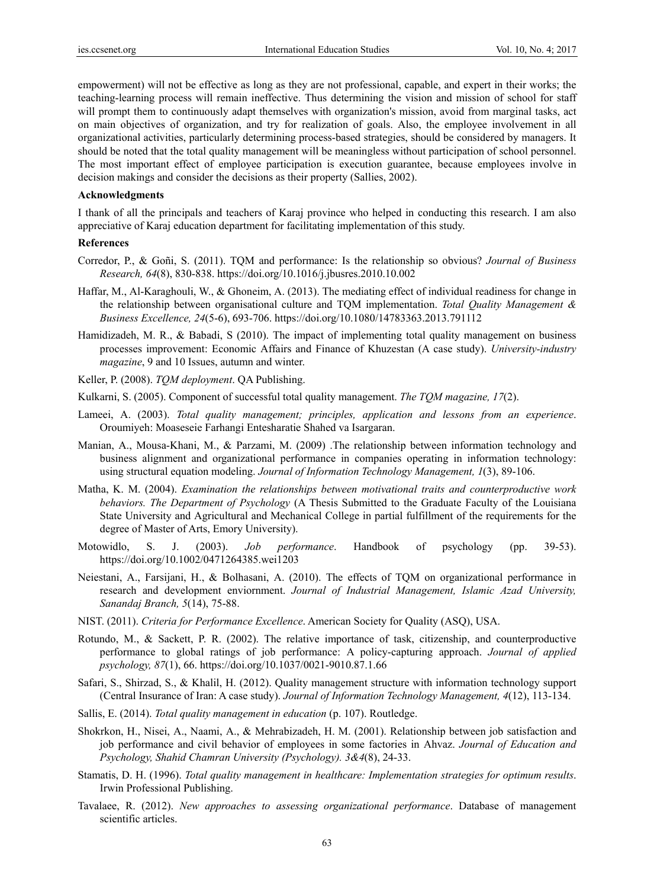empowerment) will not be effective as long as they are not professional, capable, and expert in their works; the teaching-learning process will remain ineffective. Thus determining the vision and mission of school for staff will prompt them to continuously adapt themselves with organization's mission, avoid from marginal tasks, act on main objectives of organization, and try for realization of goals. Also, the employee involvement in all organizational activities, particularly determining process-based strategies, should be considered by managers. It should be noted that the total quality management will be meaningless without participation of school personnel. The most important effect of employee participation is execution guarantee, because employees involve in decision makings and consider the decisions as their property (Sallies, 2002).

### Acknowledgments

I thank of all the principals and teachers of Karaj province who helped in conducting this research. I am also appreciative of Karaj education department for facilitating implementation of this study.

### References

Corredor, P., & Goñi, S. (2011). TQM and performance: Is the relationship so obvious? *Journal of Business Research, 64*(8), 830-838. https://doi.org/10.1016/j.jbusres.2010.10.002

Haffar, M., Al-Karaghouli, W., & Ghoneim, A. (2013). The mediating effect of individual readiness for change in the relationship between organisational culture and TQM implementation. *Total Quality Management & Business Excellence, 24*(5-6), 693-706. https://doi.org/10.1080/14783363.2013.791112

Hamidizadeh, M. R., & Babadi, S (2010). The impact of implementing total quality management on business processes improvement: Economic Affairs and Finance of Khuzestan (A case study). *University-industry magazine*, 9 and 10 Issues, autumn and winter.

Keller, P. (2008). *TQM deployment*. QA Publishing.

Kulkarni, S. (2005). Component of successful total quality management. *The TQM magazine, 17*(2).

Lameei, A. (2003). *Total quality management; principles, application and lessons from an experience*. Oroumiyeh: Moaseseie Farhangi Entesharatie Shahed va Isargaran.

Manian, A., Mousa-Khani, M., & Parzami, M. (2009) .The relationship between information technology and business alignment and organizational performance in companies operating in information technology: using structural equation modeling. *Journal of Information Technology Management, 1*(3), 89-106.

Matha, K. M. (2004). *Examination the relationships between motivational traits and counterproductive work behaviors. The Department of Psychology* (A Thesis Submitted to the Graduate Faculty of the Louisiana State University and Agricultural and Mechanical College in partial fulfillment of the requirements for the degree of Master of Arts, Emory University).

Motowidlo, S. J. (2003). *Job performance*. Handbook of psychology (pp. 39-53). https://doi.org/10.1002/0471264385.wei1203

Neiestani, A., Farsijani, H., & Bolhasani, A. (2010). The effects of TQM on organizational performance in research and development enviornment. *Journal of Industrial Management, Islamic Azad University, Sanandaj Branch, 5*(14), 75-88.

NIST. (2011). *Criteria for Performance Excellence*. American Society for Quality (ASQ), USA.

Rotundo, M., & Sackett, P. R. (2002). The relative importance of task, citizenship, and counterproductive performance to global ratings of job performance: A policy-capturing approach. *Journal of applied psychology, 87*(1), 66. https://doi.org/10.1037/0021-9010.87.1.66

Safari, S., Shirzad, S., & Khalil, H. (2012). Quality management structure with information technology support (Central Insurance of Iran: A case study). *Journal of Information Technology Management, 4*(12), 113-134.

Sallis, E. (2014). *Total quality management in education* (p. 107). Routledge.

Shokrkon, H., Nisei, A., Naami, A., & Mehrabizadeh, H. M. (2001). Relationship between job satisfaction and job performance and civil behavior of employees in some factories in Ahvaz. *Journal of Education and Psychology, Shahid Chamran University (Psychology). 3&4*(8), 24-33.

Stamatis, D. H. (1996). *Total quality management in healthcare: Implementation strategies for optimum results*. Irwin Professional Publishing.

Tavalaee, R. (2012). *New approaches to assessing organizational performance*. Database of management scientific articles.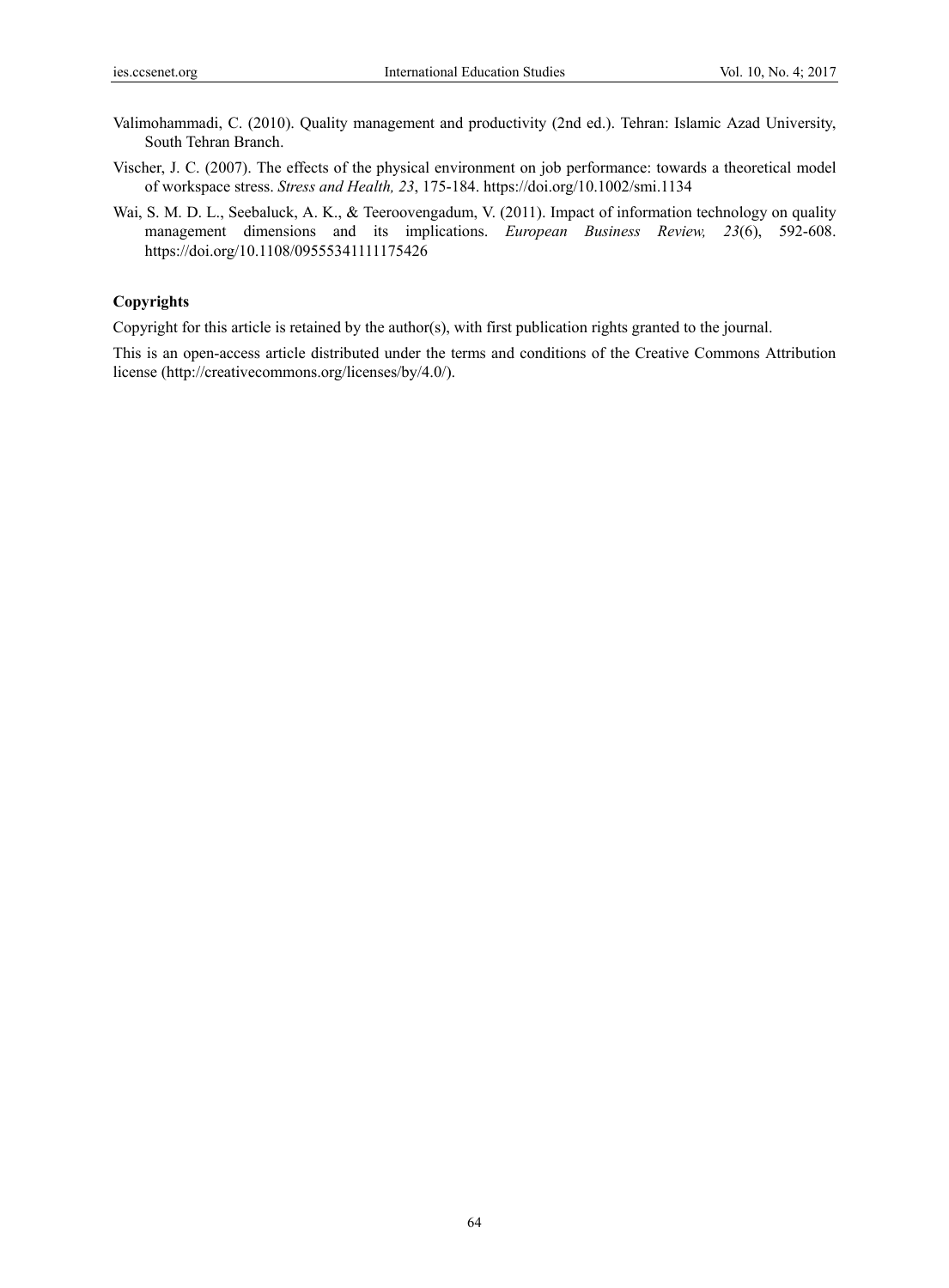Valimohammadi, C. (2010). Quality management and productivity (2nd ed.). Tehran: Islamic Azad University, South Tehran Branch.

Vischer, J. C. (2007). The effects of the physical environment on job performance: towards a theoretical model of workspace stress. *Stress and Health, 23*, 175-184. https://doi.org/10.1002/smi.1134

Wai, S. M. D. L., Seebaluck, A. K., & Teeroovengadum, V. (2011). Impact of information technology on quality management dimensions and its implications. *European Business Review, 23*(6), 592-608. https://doi.org/10.1108/09555341111175426

**Copyrights**

Copyright for this article is retained by the author(s), with first publication rights granted to the journal.

This is an open-access article distributed under the terms and conditions of the Creative Commons Attribution license (http://creativecommons.org/licenses/by/4.0/).